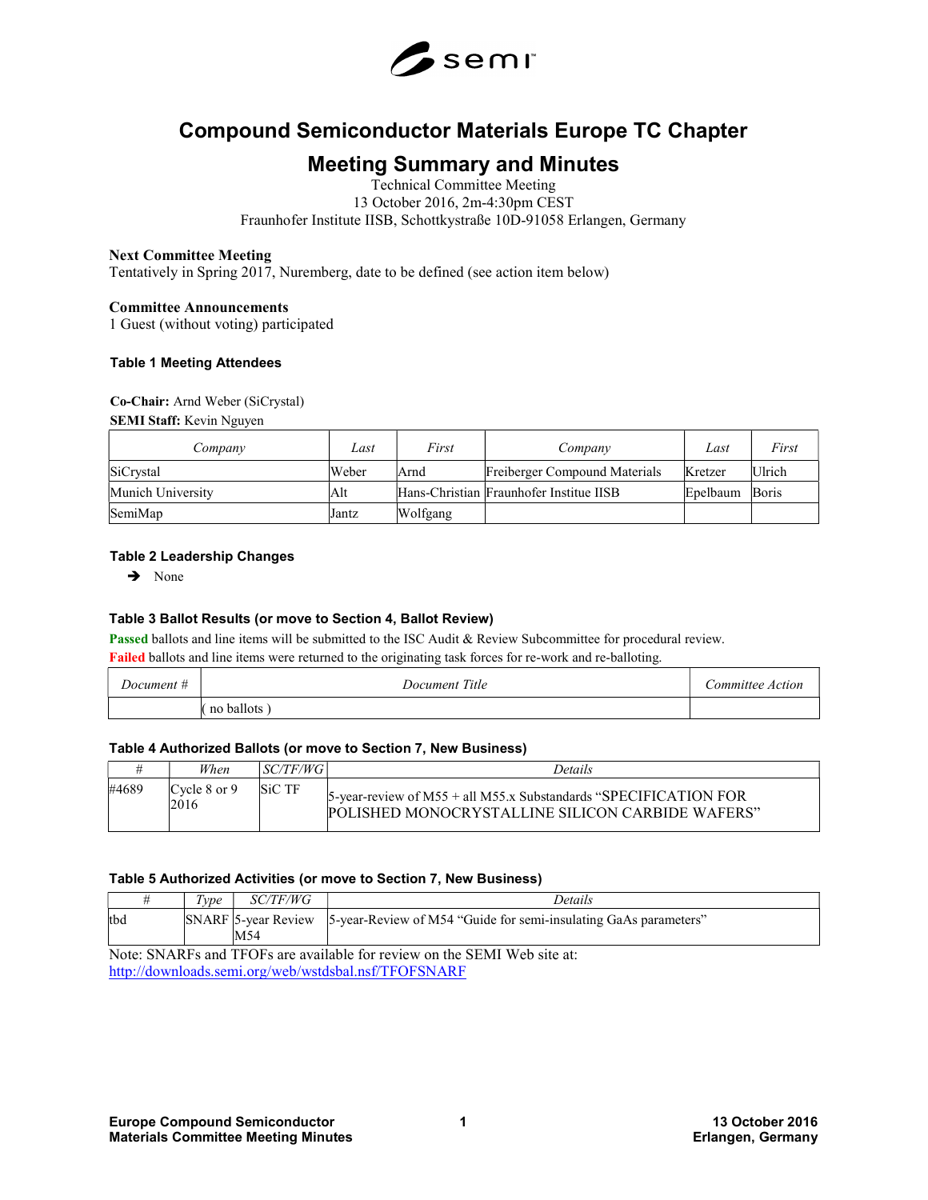# Compound Semiconductor Materials Europe TC Chapter

## Meeting Summary and Minutes

Technical Committee Meeting
13 October 2016, 2m-4:30pm CEST
Fraunhofer Institute IISB, Schottkystraße 10D-91058 Erlangen, Germany

**Next Committee Meeting**
Tentatively in Spring 2017, Nuremberg, date to be defined (see action item below)

**Committee Announcements**
1 Guest (without voting) participated

### Table 1 Meeting Attendees

**Co-Chair:** Arnd Weber (SiCrystal)
**SEMI Staff:** Kevin Nguyen

| *Company* | *Last* | *First* | *Company* | *Last* | *First* |
|---|---|---|---|---|---|
| SiCrystal | Weber | Arnd | Freiberger Compound Materials | Kretzer | Ulrich |
| Munich University | Alt | Hans-Christian | Fraunhofer Institue IISB | Epelbaum | Boris |
| SemiMap | Jantz | Wolfgang | | | |

### Table 2 Leadership Changes

➔ None

### Table 3 Ballot Results (or move to Section 4, Ballot Review)

**Passed** ballots and line items will be submitted to the ISC Audit & Review Subcommittee for procedural review.
**Failed** ballots and line items were returned to the originating task forces for re-work and re-balloting.

| *Document #* | *Document Title* | *Committee Action* |
|---|---|---|
| | ( no ballots ) | |

### Table 4 Authorized Ballots (or move to Section 7, New Business)

| *#* | *When* | *SC/TF/WG* | *Details* |
|---|---|---|---|
| #4689 | Cycle 8 or 9 2016 | SiC TF | 5-year-review of M55 + all M55.x Substandards "SPECIFICATION FOR POLISHED MONOCRYSTALLINE SILICON CARBIDE WAFERS" |

### Table 5 Authorized Activities (or move to Section 7, New Business)

| *#* | *Type* | *SC/TF/WG* | *Details* |
|---|---|---|---|
| tbd | SNARF | 5-year Review M54 | 5-year-Review of M54 "Guide for semi-insulating GaAs parameters" |

Note: SNARFs and TFOFs are available for review on the SEMI Web site at:
http://downloads.semi.org/web/wstdsbal.nsf/TFOFSNARF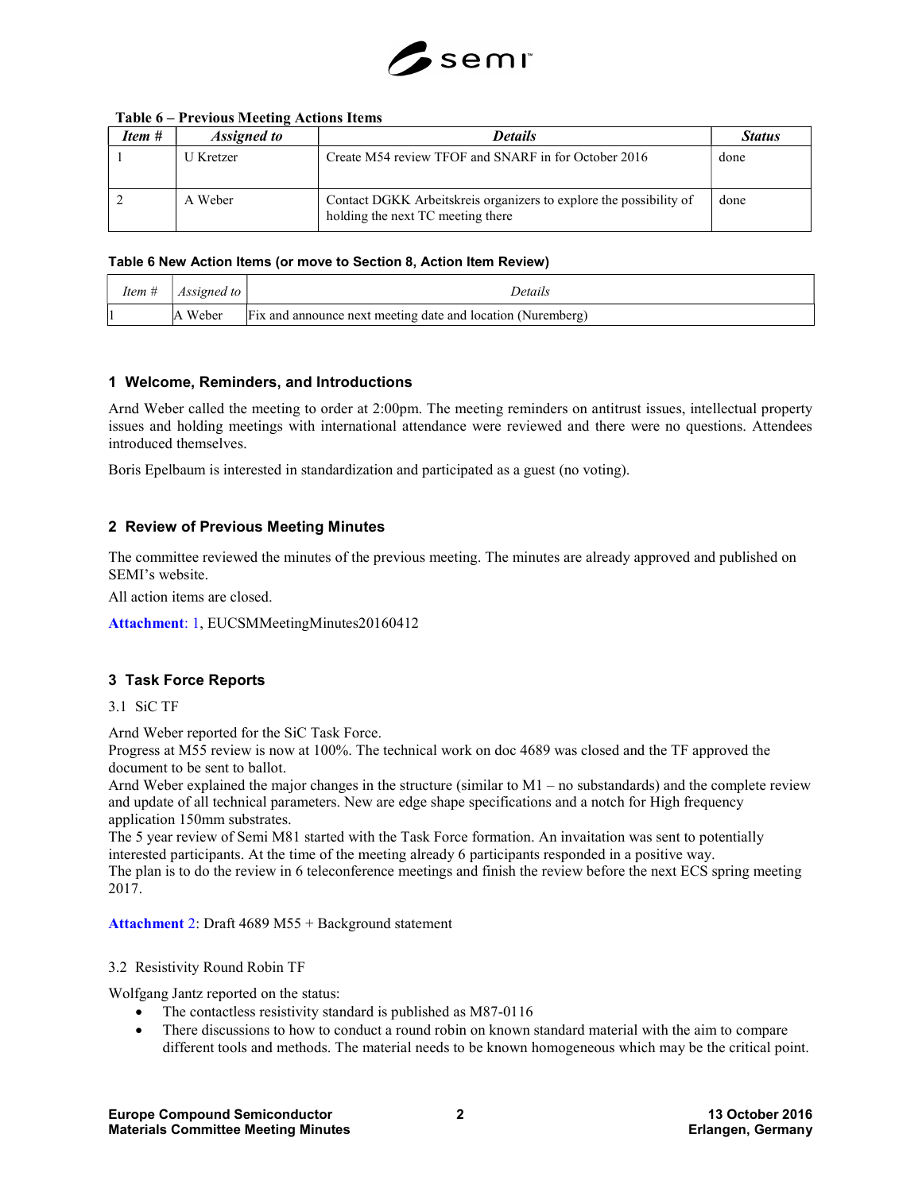**Table 6 – Previous Meeting Actions Items**

| *Item #* | *Assigned to* | *Details* | *Status* |
|---|---|---|---|
| 1 | U Kretzer | Create M54 review TFOF and SNARF in for October 2016 | done |
| 2 | A Weber | Contact DGKK Arbeitskreis organizers to explore the possibility of holding the next TC meeting there | done |

**Table 6 New Action Items (or move to Section 8, Action Item Review)**

| *Item #* | *Assigned to* | *Details* |
|---|---|---|
| 1 | A Weber | Fix and announce next meeting date and location (Nuremberg) |

## 1 Welcome, Reminders, and Introductions

Arnd Weber called the meeting to order at 2:00pm. The meeting reminders on antitrust issues, intellectual property issues and holding meetings with international attendance were reviewed and there were no questions. Attendees introduced themselves.

Boris Epelbaum is interested in standardization and participated as a guest (no voting).

## 2 Review of Previous Meeting Minutes

The committee reviewed the minutes of the previous meeting. The minutes are already approved and published on SEMI's website.

All action items are closed.

**Attachment**: 1, EUCSMMeetingMinutes20160412

## 3 Task Force Reports

### 3.1 SiC TF

Arnd Weber reported for the SiC Task Force.
Progress at M55 review is now at 100%. The technical work on doc 4689 was closed and the TF approved the document to be sent to ballot.
Arnd Weber explained the major changes in the structure (similar to M1 – no substandards) and the complete review and update of all technical parameters. New are edge shape specifications and a notch for High frequency application 150mm substrates.
The 5 year review of Semi M81 started with the Task Force formation. An invaitation was sent to potentially interested participants. At the time of the meeting already 6 participants responded in a positive way.
The plan is to do the review in 6 teleconference meetings and finish the review before the next ECS spring meeting 2017.

**Attachment 2**: Draft 4689 M55 + Background statement

### 3.2 Resistivity Round Robin TF

Wolfgang Jantz reported on the status:

- The contactless resistivity standard is published as M87-0116
- There discussions to how to conduct a round robin on known standard material with the aim to compare different tools and methods. The material needs to be known homogeneous which may be the critical point.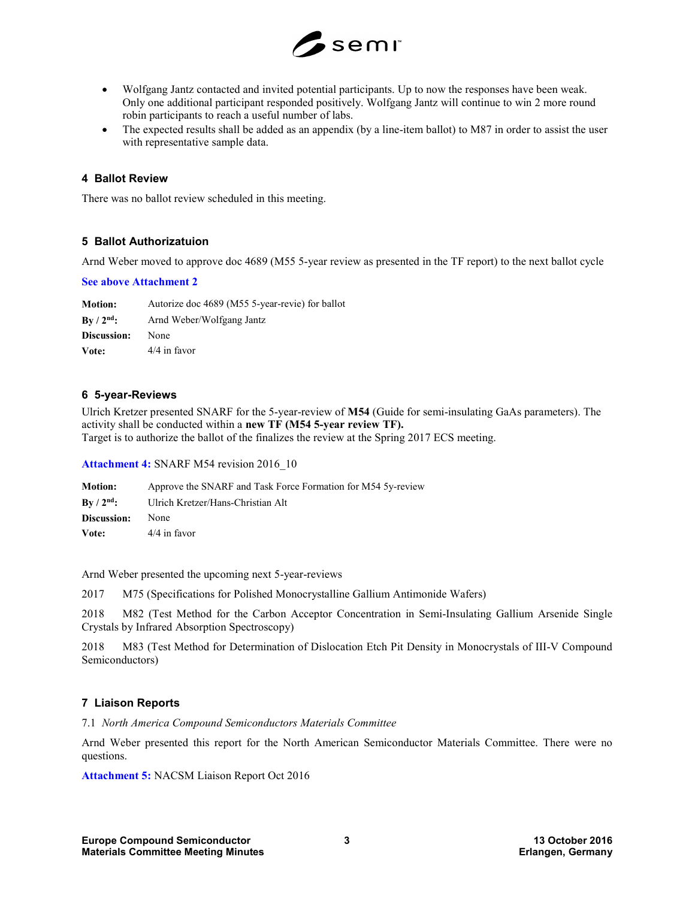- Wolfgang Jantz contacted and invited potential participants. Up to now the responses have been weak. Only one additional participant responded positively. Wolfgang Jantz will continue to win 2 more round robin participants to reach a useful number of labs.
- The expected results shall be added as an appendix (by a line-item ballot) to M87 in order to assist the user with representative sample data.

## 4 Ballot Review

There was no ballot review scheduled in this meeting.

## 5 Ballot Authorizatuion

Arnd Weber moved to approve doc 4689 (M55 5-year review as presented in the TF report) to the next ballot cycle

**See above Attachment 2**

| | |
|---|---|
| **Motion:** | Autorize doc 4689 (M55 5-year-revie) for ballot |
| **By / 2nd:** | Arnd Weber/Wolfgang Jantz |
| **Discussion:** | None |
| **Vote:** | 4/4 in favor |

## 6 5-year-Reviews

Ulrich Kretzer presented SNARF for the 5-year-review of **M54** (Guide for semi-insulating GaAs parameters). The activity shall be conducted within a **new TF (M54 5-year review TF).**
Target is to authorize the ballot of the finalizes the review at the Spring 2017 ECS meeting.

**Attachment 4:** SNARF M54 revision 2016_10

| | |
|---|---|
| **Motion:** | Approve the SNARF and Task Force Formation for M54 5y-review |
| **By / 2nd:** | Ulrich Kretzer/Hans-Christian Alt |
| **Discussion:** | None |
| **Vote:** | 4/4 in favor |

Arnd Weber presented the upcoming next 5-year-reviews

2017 M75 (Specifications for Polished Monocrystalline Gallium Antimonide Wafers)

2018 M82 (Test Method for the Carbon Acceptor Concentration in Semi-Insulating Gallium Arsenide Single Crystals by Infrared Absorption Spectroscopy)

2018 M83 (Test Method for Determination of Dislocation Etch Pit Density in Monocrystals of III-V Compound Semiconductors)

## 7 Liaison Reports

### 7.1 *North America Compound Semiconductors Materials Committee*

Arnd Weber presented this report for the North American Semiconductor Materials Committee. There were no questions.

**Attachment 5:** NACSM Liaison Report Oct 2016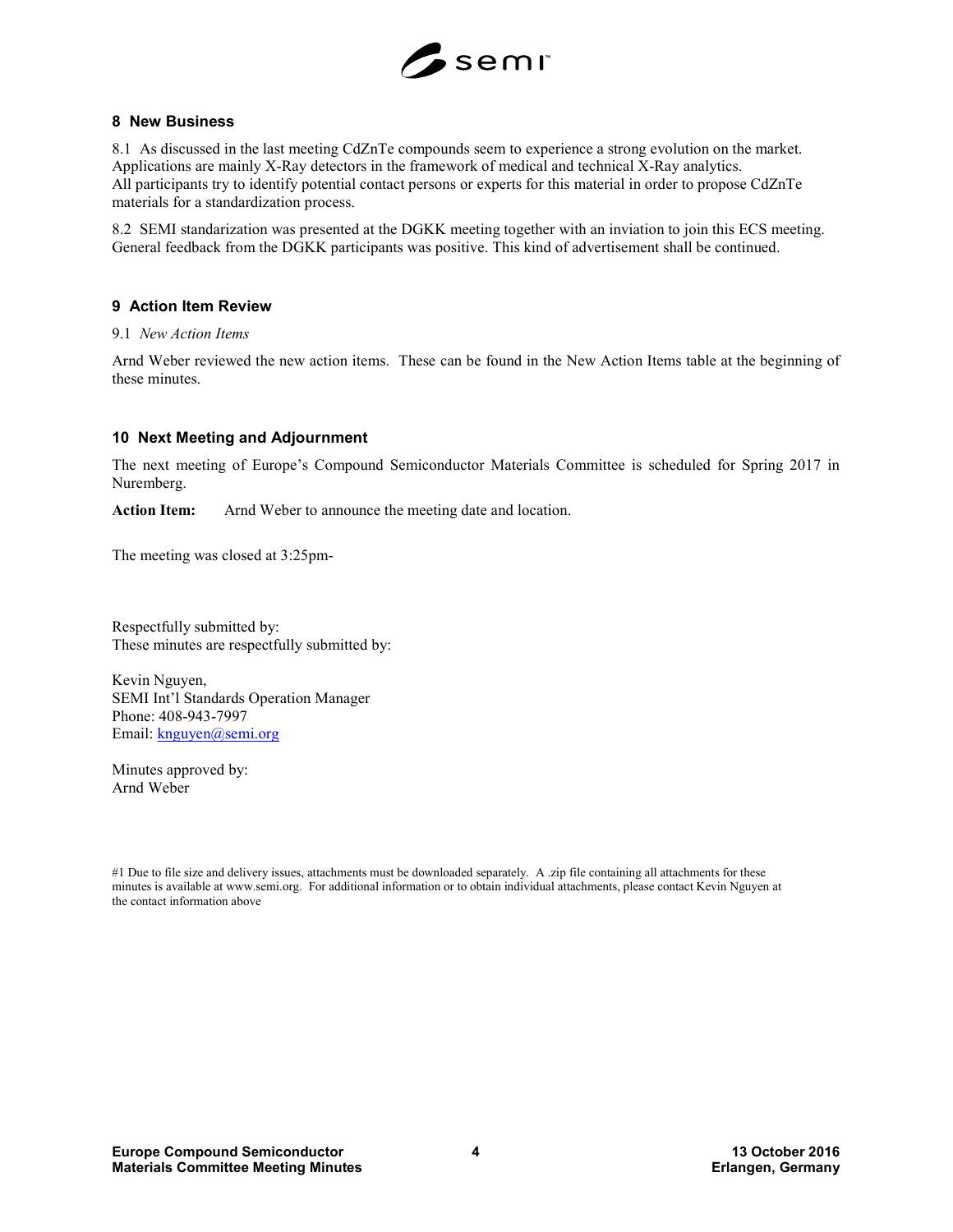## 8 New Business

8.1 As discussed in the last meeting CdZnTe compounds seem to experience a strong evolution on the market. Applications are mainly X-Ray detectors in the framework of medical and technical X-Ray analytics. All participants try to identify potential contact persons or experts for this material in order to propose CdZnTe materials for a standardization process.

8.2 SEMI standarization was presented at the DGKK meeting together with an inviation to join this ECS meeting. General feedback from the DGKK participants was positive. This kind of advertisement shall be continued.

## 9 Action Item Review

9.1 *New Action Items*

Arnd Weber reviewed the new action items. These can be found in the New Action Items table at the beginning of these minutes.

## 10 Next Meeting and Adjournment

The next meeting of Europe's Compound Semiconductor Materials Committee is scheduled for Spring 2017 in Nuremberg.

**Action Item:** Arnd Weber to announce the meeting date and location.

The meeting was closed at 3:25pm-

Respectfully submitted by:
These minutes are respectfully submitted by:

Kevin Nguyen,
SEMI Int'l Standards Operation Manager
Phone: 408-943-7997
Email: knguyen@semi.org

Minutes approved by:
Arnd Weber

#1 Due to file size and delivery issues, attachments must be downloaded separately. A .zip file containing all attachments for these minutes is available at www.semi.org. For additional information or to obtain individual attachments, please contact Kevin Nguyen at the contact information above